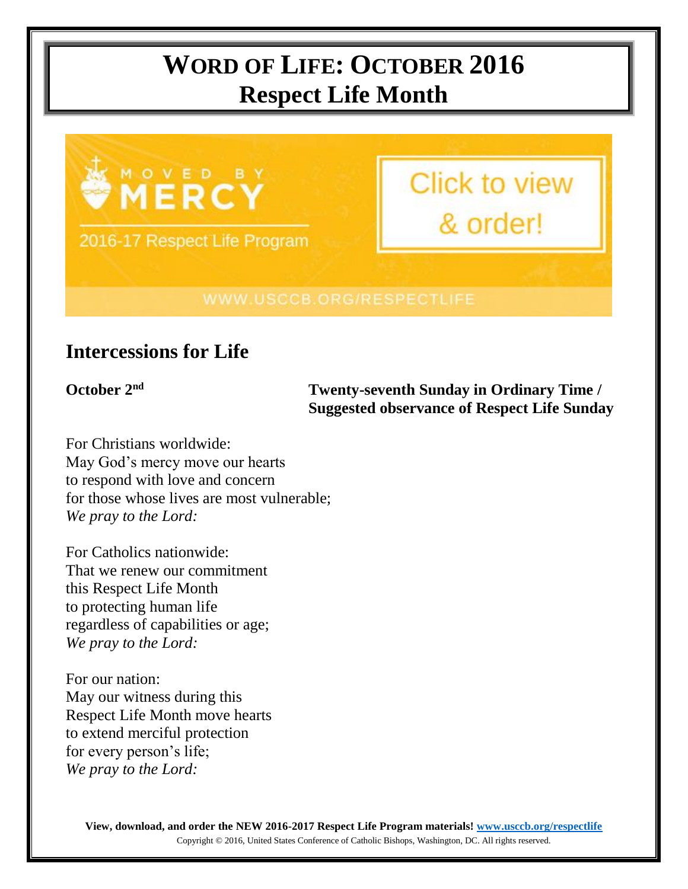# WORD OF LIFE: OCTOBER 2016
# Respect Life Month

MOVED BY MERCY

2016-17 Respect Life Program

Click to view & order!

WWW.USCCB.ORG/RESPECTLIFE

## Intercessions for Life

**October 2nd** **Twenty-seventh Sunday in Ordinary Time / Suggested observance of Respect Life Sunday**

For Christians worldwide:
May God's mercy move our hearts
to respond with love and concern
for those whose lives are most vulnerable;
*We pray to the Lord:*

For Catholics nationwide:
That we renew our commitment
this Respect Life Month
to protecting human life
regardless of capabilities or age;
*We pray to the Lord:*

For our nation:
May our witness during this
Respect Life Month move hearts
to extend merciful protection
for every person's life;
*We pray to the Lord:*

**View, download, and order the NEW 2016-2017 Respect Life Program materials! www.usccb.org/respectlife**

Copyright © 2016, United States Conference of Catholic Bishops, Washington, DC. All rights reserved.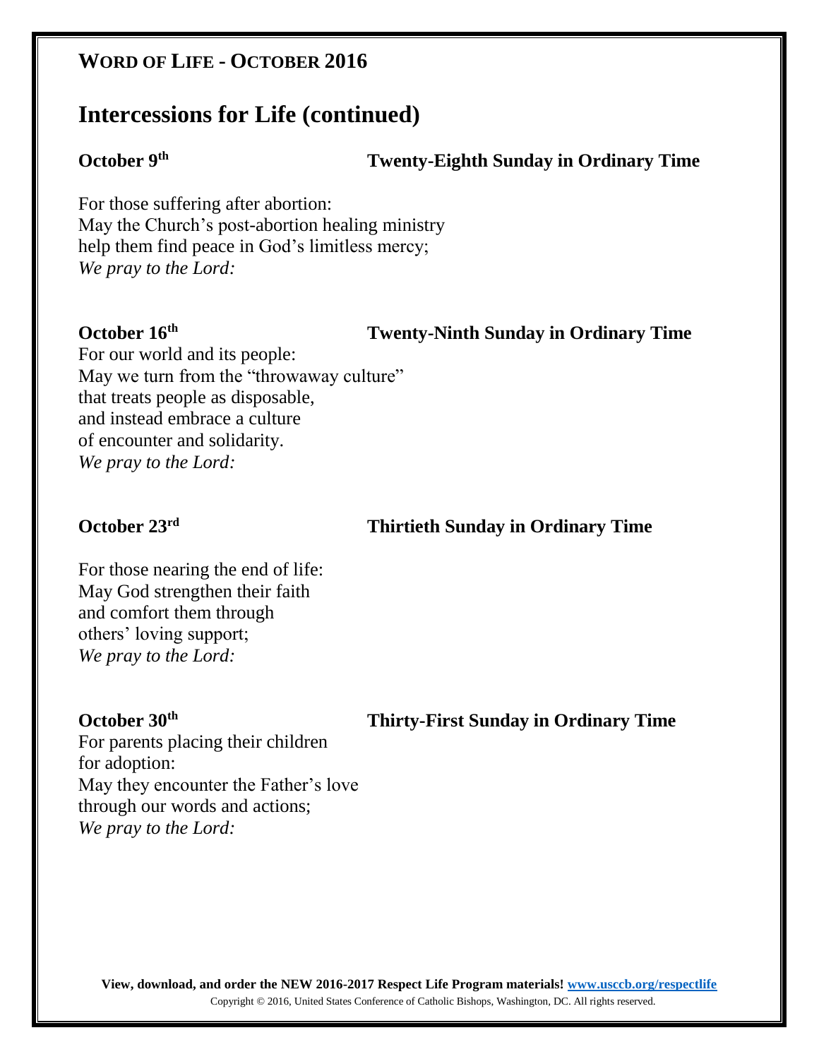**WORD OF LIFE - OCTOBER 2016**

# Intercessions for Life (continued)

**October 9th** **Twenty-Eighth Sunday in Ordinary Time**

For those suffering after abortion:
May the Church's post-abortion healing ministry
help them find peace in God's limitless mercy;
*We pray to the Lord:*

**October 16th** **Twenty-Ninth Sunday in Ordinary Time**

For our world and its people:
May we turn from the "throwaway culture"
that treats people as disposable,
and instead embrace a culture
of encounter and solidarity.
*We pray to the Lord:*

**October 23rd** **Thirtieth Sunday in Ordinary Time**

For those nearing the end of life:
May God strengthen their faith
and comfort them through
others' loving support;
*We pray to the Lord:*

**October 30th** **Thirty-First Sunday in Ordinary Time**

For parents placing their children
for adoption:
May they encounter the Father's love
through our words and actions;
*We pray to the Lord:*

**View, download, and order the NEW 2016-2017 Respect Life Program materials! [www.usccb.org/respectlife](http://www.usccb.org/respectlife)**

Copyright © 2016, United States Conference of Catholic Bishops, Washington, DC. All rights reserved.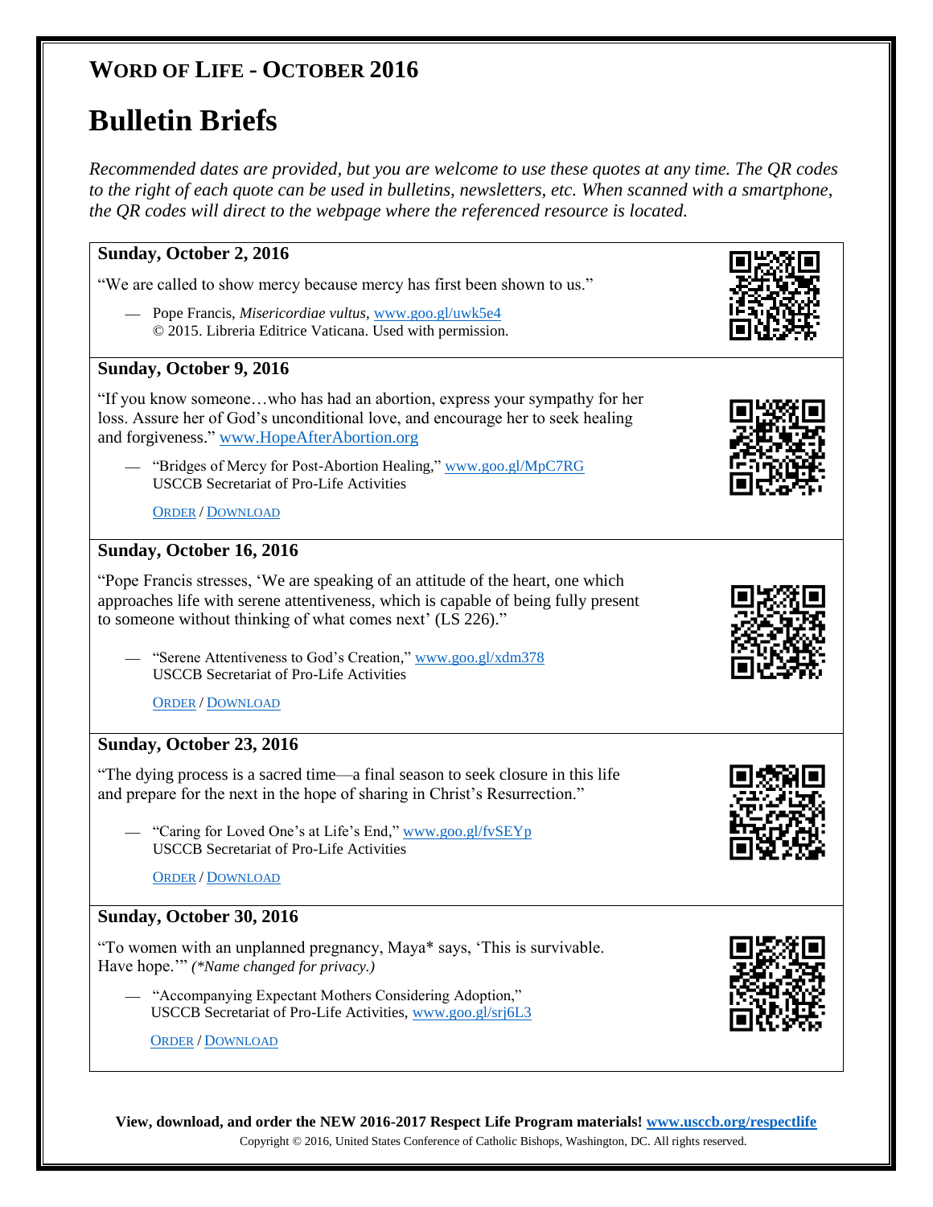## WORD OF LIFE - OCTOBER 2016

# Bulletin Briefs

*Recommended dates are provided, but you are welcome to use these quotes at any time. The QR codes to the right of each quote can be used in bulletins, newsletters, etc. When scanned with a smartphone, the QR codes will direct to the webpage where the referenced resource is located.*

**Sunday, October 2, 2016**

"We are called to show mercy because mercy has first been shown to us."

— Pope Francis, *Misericordiae vultus*, www.goo.gl/uwk5e4
© 2015. Libreria Editrice Vaticana. Used with permission.

**Sunday, October 9, 2016**

"If you know someone…who has had an abortion, express your sympathy for her loss. Assure her of God's unconditional love, and encourage her to seek healing and forgiveness." www.HopeAfterAbortion.org

— "Bridges of Mercy for Post-Abortion Healing," www.goo.gl/MpC7RG
USCCB Secretariat of Pro-Life Activities

ORDER / DOWNLOAD

**Sunday, October 16, 2016**

"Pope Francis stresses, 'We are speaking of an attitude of the heart, one which approaches life with serene attentiveness, which is capable of being fully present to someone without thinking of what comes next' (LS 226)."

— "Serene Attentiveness to God's Creation," www.goo.gl/xdm378
USCCB Secretariat of Pro-Life Activities

ORDER / DOWNLOAD

**Sunday, October 23, 2016**

"The dying process is a sacred time—a final season to seek closure in this life and prepare for the next in the hope of sharing in Christ's Resurrection."

— "Caring for Loved One's at Life's End," www.goo.gl/fvSEYp
USCCB Secretariat of Pro-Life Activities

ORDER / DOWNLOAD

**Sunday, October 30, 2016**

"To women with an unplanned pregnancy, Maya* says, 'This is survivable. Have hope.'" *(*Name changed for privacy.)*

— "Accompanying Expectant Mothers Considering Adoption,"
USCCB Secretariat of Pro-Life Activities, www.goo.gl/srj6L3

ORDER / DOWNLOAD

**View, download, and order the NEW 2016-2017 Respect Life Program materials! www.usccb.org/respectlife**

Copyright © 2016, United States Conference of Catholic Bishops, Washington, DC. All rights reserved.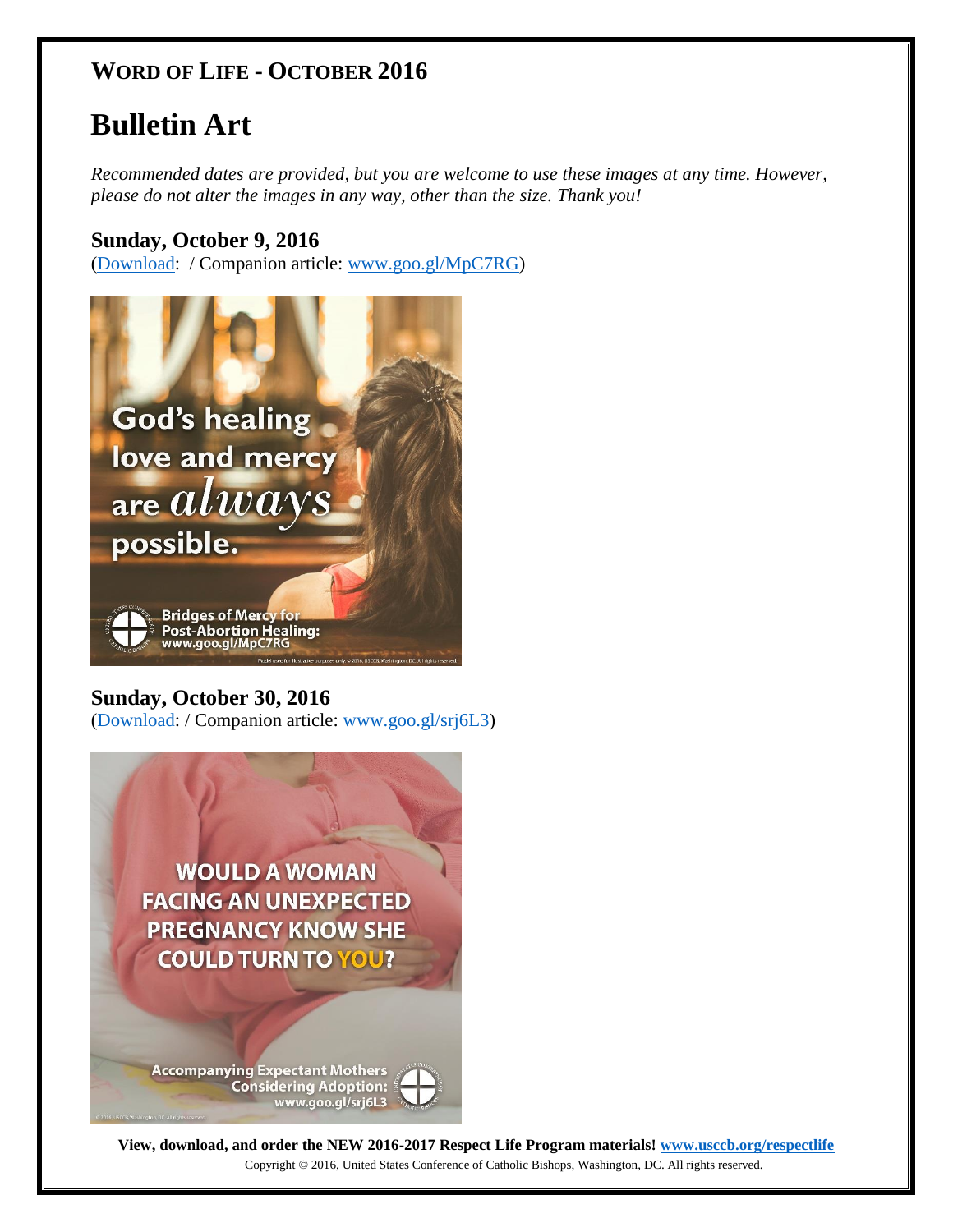## WORD OF LIFE - OCTOBER 2016

# Bulletin Art

*Recommended dates are provided, but you are welcome to use these images at any time. However, please do not alter the images in any way, other than the size. Thank you!*

### Sunday, October 9, 2016

(Download: / Companion article: www.goo.gl/MpC7RG)

God's healing love and mercy are *always* possible.

Bridges of Mercy for Post-Abortion Healing: www.goo.gl/MpC7RG

Model used for illustrative purposes only. © 2016, USCCB, Washington, DC. All rights reserved.

### Sunday, October 30, 2016

(Download: / Companion article: www.goo.gl/srj6L3)

WOULD A WOMAN FACING AN UNEXPECTED PREGNANCY KNOW SHE COULD TURN TO YOU?

Accompanying Expectant Mothers Considering Adoption: www.goo.gl/srj6L3

© 2016, USCCB, Washington, DC. All rights reserved.

**View, download, and order the NEW 2016-2017 Respect Life Program materials! www.usccb.org/respectlife**

Copyright © 2016, United States Conference of Catholic Bishops, Washington, DC. All rights reserved.